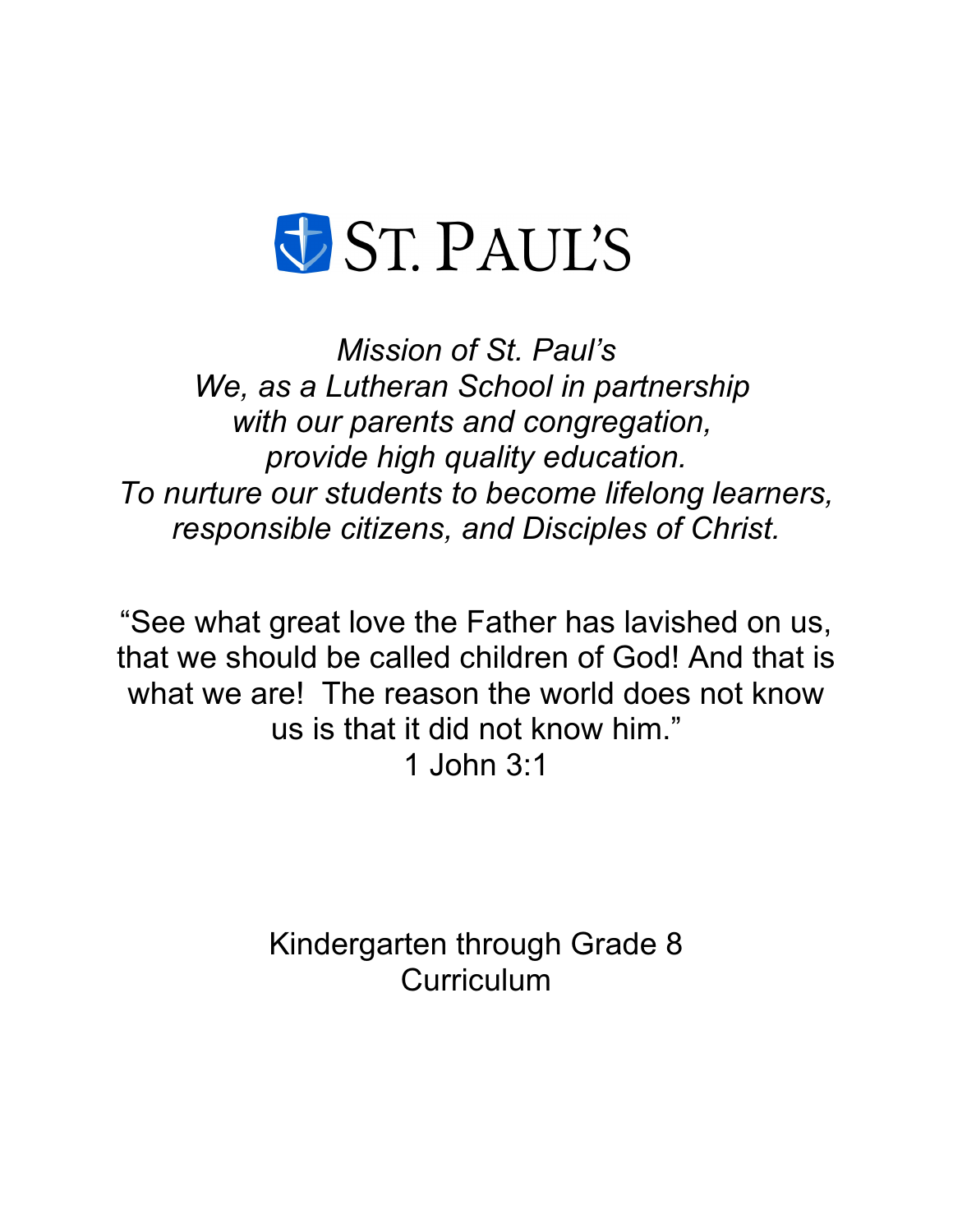# ST. PAUL'S

*Mission of St. Paul's*
*We, as a Lutheran School in partnership*
*with our parents and congregation,*
*provide high quality education.*
*To nurture our students to become lifelong learners,*
*responsible citizens, and Disciples of Christ.*

"See what great love the Father has lavished on us, that we should be called children of God! And that is what we are! The reason the world does not know us is that it did not know him."
1 John 3:1

Kindergarten through Grade 8
Curriculum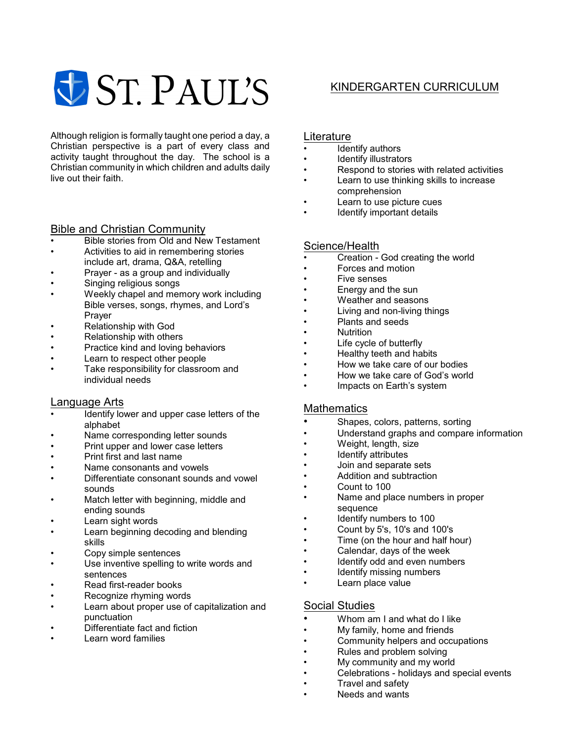# ST. PAUL'S

## KINDERGARTEN CURRICULUM

Although religion is formally taught one period a day, a Christian perspective is a part of every class and activity taught throughout the day. The school is a Christian community in which children and adults daily live out their faith.

### Bible and Christian Community

- Bible stories from Old and New Testament
- Activities to aid in remembering stories include art, drama, Q&A, retelling
- Prayer - as a group and individually
- Singing religious songs
- Weekly chapel and memory work including Bible verses, songs, rhymes, and Lord's Prayer
- Relationship with God
- Relationship with others
- Practice kind and loving behaviors
- Learn to respect other people
- Take responsibility for classroom and individual needs

### Language Arts

- Identify lower and upper case letters of the alphabet
- Name corresponding letter sounds
- Print upper and lower case letters
- Print first and last name
- Name consonants and vowels
- Differentiate consonant sounds and vowel sounds
- Match letter with beginning, middle and ending sounds
- Learn sight words
- Learn beginning decoding and blending skills
- Copy simple sentences
- Use inventive spelling to write words and sentences
- Read first-reader books
- Recognize rhyming words
- Learn about proper use of capitalization and punctuation
- Differentiate fact and fiction
- Learn word families

### Literature

- Identify authors
- Identify illustrators
- Respond to stories with related activities
- Learn to use thinking skills to increase comprehension
- Learn to use picture cues
- Identify important details

### Science/Health

- Creation - God creating the world
- Forces and motion
- Five senses
- Energy and the sun
- Weather and seasons
- Living and non-living things
- Plants and seeds
- Nutrition
- Life cycle of butterfly
- Healthy teeth and habits
- How we take care of our bodies
- How we take care of God's world
- Impacts on Earth's system

### Mathematics

- Shapes, colors, patterns, sorting
- Understand graphs and compare information
- Weight, length, size
- Identify attributes
- Join and separate sets
- Addition and subtraction
- Count to 100
- Name and place numbers in proper sequence
- Identify numbers to 100
- Count by 5's, 10's and 100's
- Time (on the hour and half hour)
- Calendar, days of the week
- Identify odd and even numbers
- Identify missing numbers
- Learn place value

### Social Studies

- Whom am I and what do I like
- My family, home and friends
- Community helpers and occupations
- Rules and problem solving
- My community and my world
- Celebrations - holidays and special events
- Travel and safety
- Needs and wants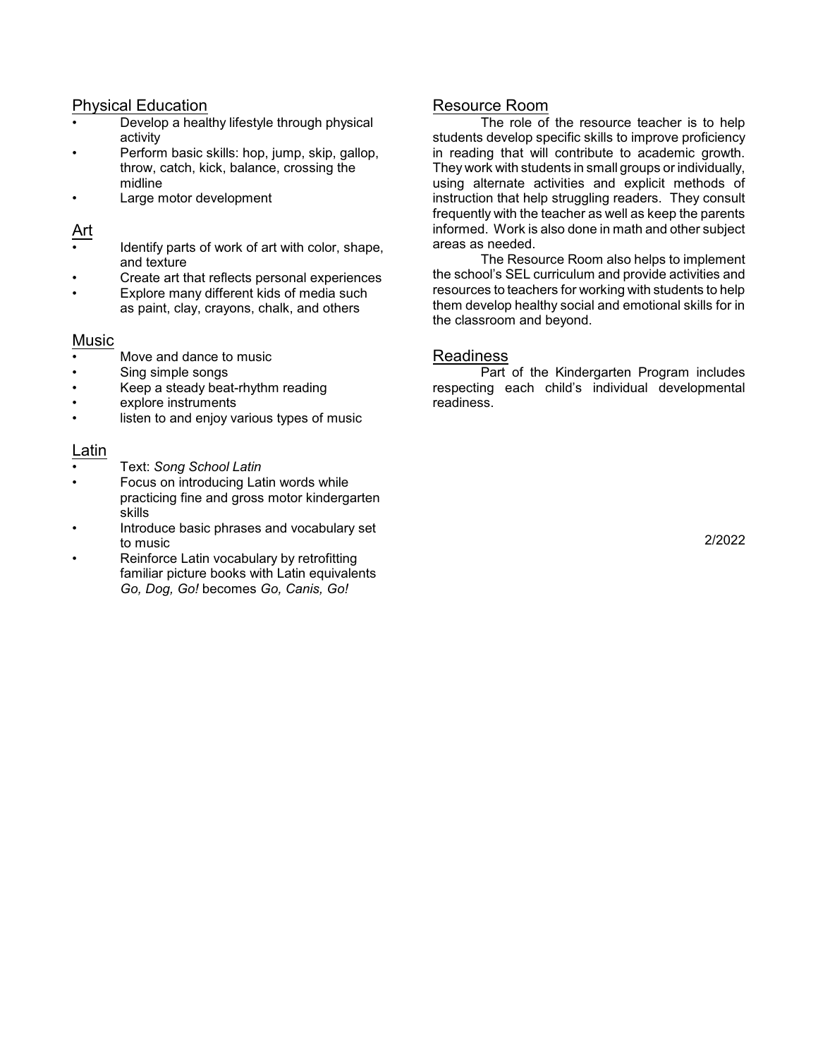## Physical Education

- Develop a healthy lifestyle through physical activity
- Perform basic skills: hop, jump, skip, gallop, throw, catch, kick, balance, crossing the midline
- Large motor development

## Art

- Identify parts of work of art with color, shape, and texture
- Create art that reflects personal experiences
- Explore many different kids of media such as paint, clay, crayons, chalk, and others

## Music

- Move and dance to music
- Sing simple songs
- Keep a steady beat-rhythm reading
- explore instruments
- listen to and enjoy various types of music

## Latin

- Text: *Song School Latin*
- Focus on introducing Latin words while practicing fine and gross motor kindergarten skills
- Introduce basic phrases and vocabulary set to music
- Reinforce Latin vocabulary by retrofitting familiar picture books with Latin equivalents *Go, Dog, Go!* becomes *Go, Canis, Go!*

## Resource Room

The role of the resource teacher is to help students develop specific skills to improve proficiency in reading that will contribute to academic growth. They work with students in small groups or individually, using alternate activities and explicit methods of instruction that help struggling readers. They consult frequently with the teacher as well as keep the parents informed. Work is also done in math and other subject areas as needed.

The Resource Room also helps to implement the school's SEL curriculum and provide activities and resources to teachers for working with students to help them develop healthy social and emotional skills for in the classroom and beyond.

## Readiness

Part of the Kindergarten Program includes respecting each child's individual developmental readiness.

2/2022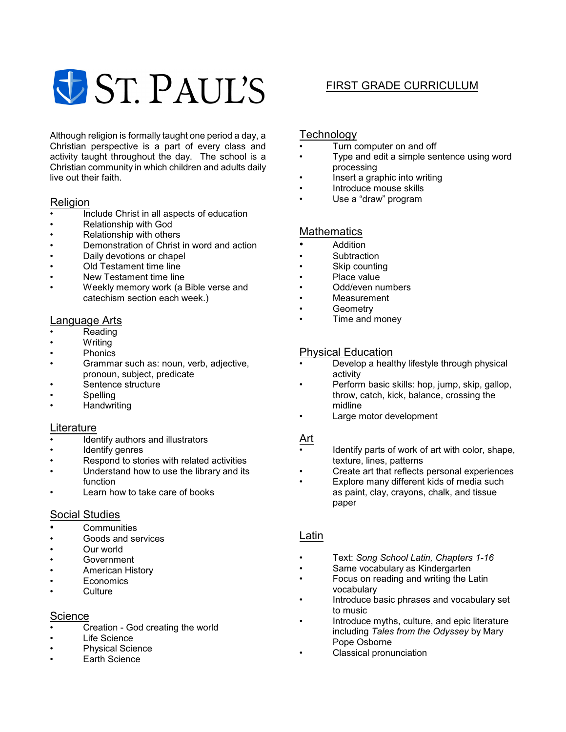# ST. PAUL'S

## FIRST GRADE CURRICULUM

Although religion is formally taught one period a day, a Christian perspective is a part of every class and activity taught throughout the day. The school is a Christian community in which children and adults daily live out their faith.

### Religion

- Include Christ in all aspects of education
- Relationship with God
- Relationship with others
- Demonstration of Christ in word and action
- Daily devotions or chapel
- Old Testament time line
- New Testament time line
- Weekly memory work (a Bible verse and catechism section each week.)

### Language Arts

- Reading
- Writing
- Phonics
- Grammar such as: noun, verb, adjective, pronoun, subject, predicate
- Sentence structure
- Spelling
- Handwriting

### Literature

- Identify authors and illustrators
- Identify genres
- Respond to stories with related activities
- Understand how to use the library and its function
- Learn how to take care of books

### Social Studies

- Communities
- Goods and services
- Our world
- Government
- American History
- Economics
- Culture

### Science

- Creation - God creating the world
- Life Science
- Physical Science
- Earth Science

### Technology

- Turn computer on and off
- Type and edit a simple sentence using word processing
- Insert a graphic into writing
- Introduce mouse skills
- Use a "draw" program

### Mathematics

- Addition
- Subtraction
- Skip counting
- Place value
- Odd/even numbers
- Measurement
- Geometry
- Time and money

### Physical Education

- Develop a healthy lifestyle through physical activity
- Perform basic skills: hop, jump, skip, gallop, throw, catch, kick, balance, crossing the midline
- Large motor development

### Art

- Identify parts of work of art with color, shape, texture, lines, patterns
- Create art that reflects personal experiences
- Explore many different kids of media such as paint, clay, crayons, chalk, and tissue paper

### Latin

- Text: *Song School Latin, Chapters 1-16*
- Same vocabulary as Kindergarten
- Focus on reading and writing the Latin vocabulary
- Introduce basic phrases and vocabulary set to music
- Introduce myths, culture, and epic literature including *Tales from the Odyssey* by Mary Pope Osborne
- Classical pronunciation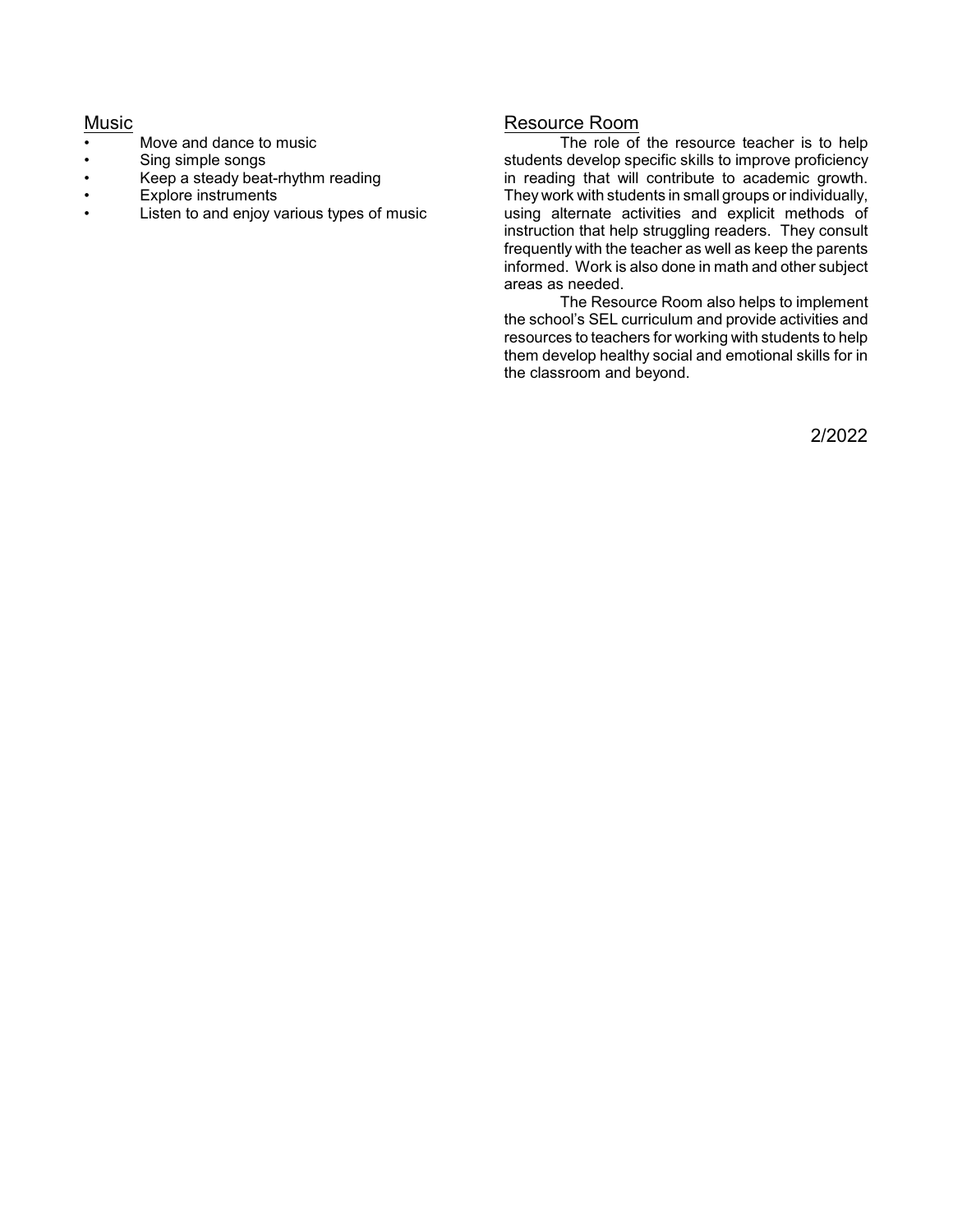## Music

- Move and dance to music
- Sing simple songs
- Keep a steady beat-rhythm reading
- Explore instruments
- Listen to and enjoy various types of music

## Resource Room

The role of the resource teacher is to help students develop specific skills to improve proficiency in reading that will contribute to academic growth. They work with students in small groups or individually, using alternate activities and explicit methods of instruction that help struggling readers. They consult frequently with the teacher as well as keep the parents informed. Work is also done in math and other subject areas as needed.

The Resource Room also helps to implement the school's SEL curriculum and provide activities and resources to teachers for working with students to help them develop healthy social and emotional skills for in the classroom and beyond.

2/2022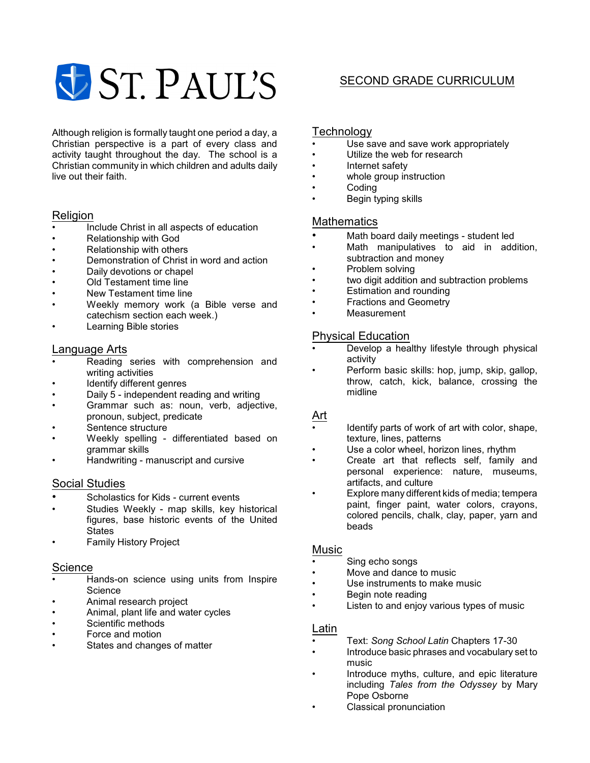# ST. PAUL'S

## SECOND GRADE CURRICULUM

Although religion is formally taught one period a day, a Christian perspective is a part of every class and activity taught throughout the day. The school is a Christian community in which children and adults daily live out their faith.

### Religion

- Include Christ in all aspects of education
- Relationship with God
- Relationship with others
- Demonstration of Christ in word and action
- Daily devotions or chapel
- Old Testament time line
- New Testament time line
- Weekly memory work (a Bible verse and catechism section each week.)
- Learning Bible stories

### Language Arts

- Reading series with comprehension and writing activities
- Identify different genres
- Daily 5 - independent reading and writing
- Grammar such as: noun, verb, adjective, pronoun, subject, predicate
- Sentence structure
- Weekly spelling - differentiated based on grammar skills
- Handwriting - manuscript and cursive

### Social Studies

- Scholastics for Kids - current events
- Studies Weekly - map skills, key historical figures, base historic events of the United States
- Family History Project

### Science

- Hands-on science using units from Inspire Science
- Animal research project
- Animal, plant life and water cycles
- Scientific methods
- Force and motion
- States and changes of matter

### Technology

- Use save and save work appropriately
- Utilize the web for research
- Internet safety
- whole group instruction
- Coding
- Begin typing skills

### Mathematics

- Math board daily meetings - student led
- Math manipulatives to aid in addition, subtraction and money
- Problem solving
- two digit addition and subtraction problems
- Estimation and rounding
- Fractions and Geometry
- Measurement

### Physical Education

- Develop a healthy lifestyle through physical activity
- Perform basic skills: hop, jump, skip, gallop, throw, catch, kick, balance, crossing the midline

### Art

- Identify parts of work of art with color, shape, texture, lines, patterns
- Use a color wheel, horizon lines, rhythm
- Create art that reflects self, family and personal experience: nature, museums, artifacts, and culture
- Explore many different kids of media; tempera paint, finger paint, water colors, crayons, colored pencils, chalk, clay, paper, yarn and beads

### Music

- Sing echo songs
- Move and dance to music
- Use instruments to make music
- Begin note reading
- Listen to and enjoy various types of music

### Latin

- Text: *Song School Latin* Chapters 17-30
- Introduce basic phrases and vocabulary set to music
- Introduce myths, culture, and epic literature including *Tales from the Odyssey* by Mary Pope Osborne
- Classical pronunciation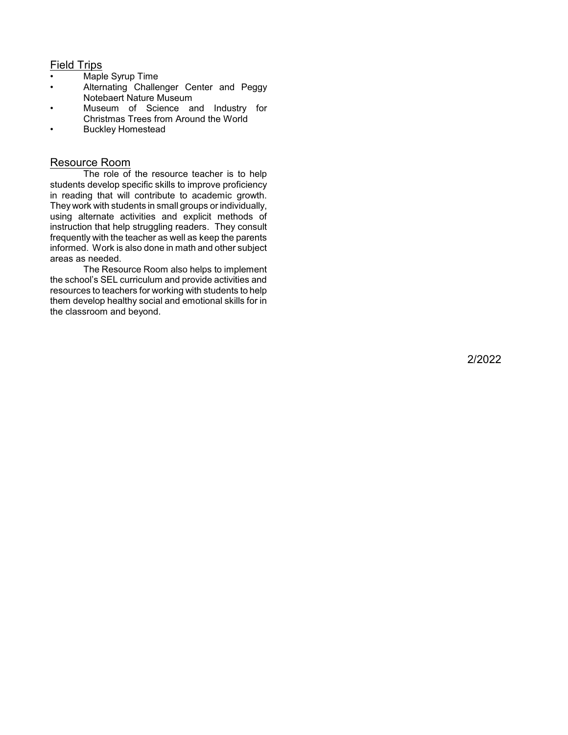## Field Trips

- Maple Syrup Time
- Alternating Challenger Center and Peggy Notebaert Nature Museum
- Museum of Science and Industry for Christmas Trees from Around the World
- Buckley Homestead

## Resource Room

The role of the resource teacher is to help students develop specific skills to improve proficiency in reading that will contribute to academic growth. They work with students in small groups or individually, using alternate activities and explicit methods of instruction that help struggling readers. They consult frequently with the teacher as well as keep the parents informed. Work is also done in math and other subject areas as needed.

The Resource Room also helps to implement the school's SEL curriculum and provide activities and resources to teachers for working with students to help them develop healthy social and emotional skills for in the classroom and beyond.

2/2022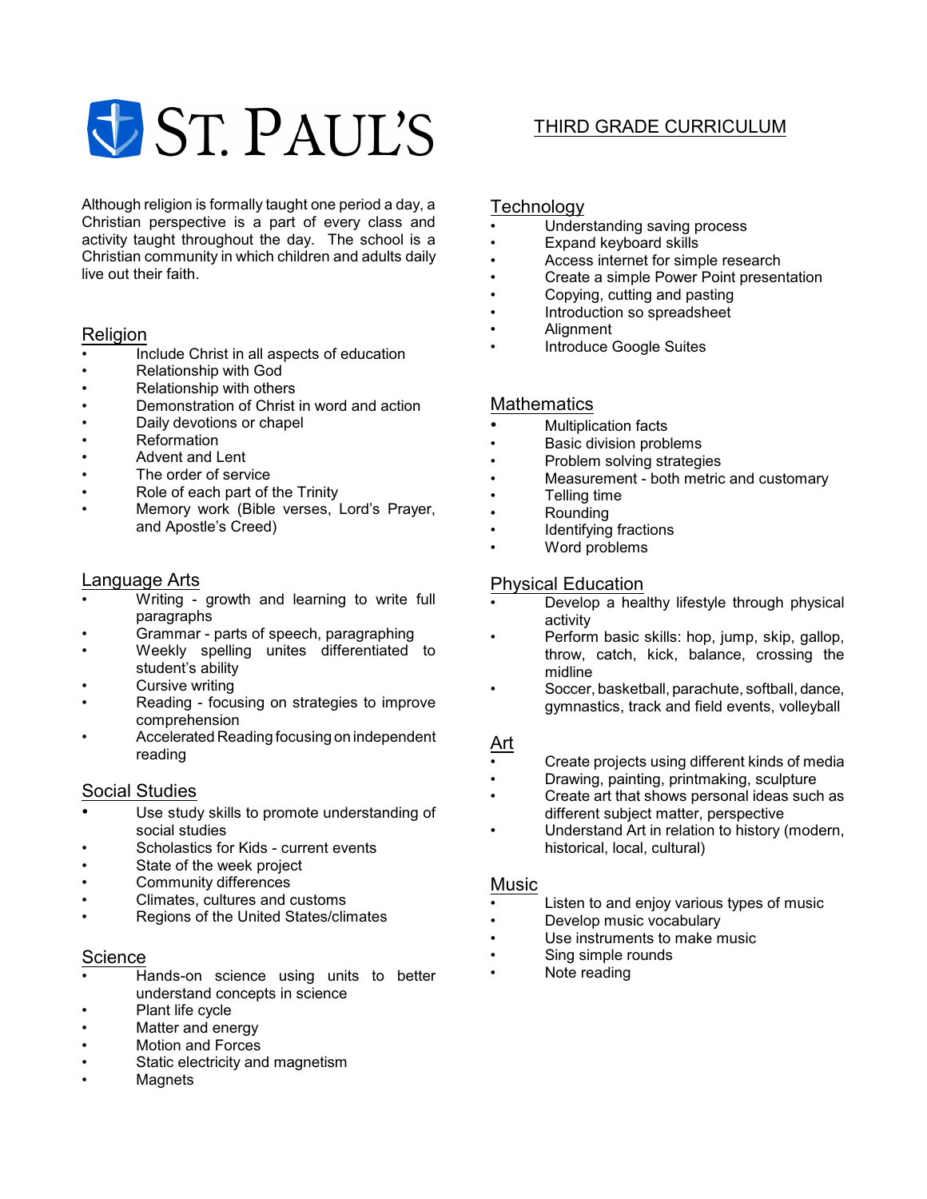# ST. PAUL'S

## THIRD GRADE CURRICULUM

Although religion is formally taught one period a day, a Christian perspective is a part of every class and activity taught throughout the day. The school is a Christian community in which children and adults daily live out their faith.

### Religion

- Include Christ in all aspects of education
- Relationship with God
- Relationship with others
- Demonstration of Christ in word and action
- Daily devotions or chapel
- Reformation
- Advent and Lent
- The order of service
- Role of each part of the Trinity
- Memory work (Bible verses, Lord's Prayer, and Apostle's Creed)

### Language Arts

- Writing - growth and learning to write full paragraphs
- Grammar - parts of speech, paragraphing
- Weekly spelling unites differentiated to student's ability
- Cursive writing
- Reading - focusing on strategies to improve comprehension
- Accelerated Reading focusing on independent reading

### Social Studies

- Use study skills to promote understanding of social studies
- Scholastics for Kids - current events
- State of the week project
- Community differences
- Climates, cultures and customs
- Regions of the United States/climates

### Science

- Hands-on science using units to better understand concepts in science
- Plant life cycle
- Matter and energy
- Motion and Forces
- Static electricity and magnetism
- Magnets

### Technology

- Understanding saving process
- Expand keyboard skills
- Access internet for simple research
- Create a simple Power Point presentation
- Copying, cutting and pasting
- Introduction so spreadsheet
- Alignment
- Introduce Google Suites

### Mathematics

- Multiplication facts
- Basic division problems
- Problem solving strategies
- Measurement - both metric and customary
- Telling time
- Rounding
- Identifying fractions
- Word problems

### Physical Education

- Develop a healthy lifestyle through physical activity
- Perform basic skills: hop, jump, skip, gallop, throw, catch, kick, balance, crossing the midline
- Soccer, basketball, parachute, softball, dance, gymnastics, track and field events, volleyball

### Art

- Create projects using different kinds of media
- Drawing, painting, printmaking, sculpture
- Create art that shows personal ideas such as different subject matter, perspective
- Understand Art in relation to history (modern, historical, local, cultural)

### Music

- Listen to and enjoy various types of music
- Develop music vocabulary
- Use instruments to make music
- Sing simple rounds
- Note reading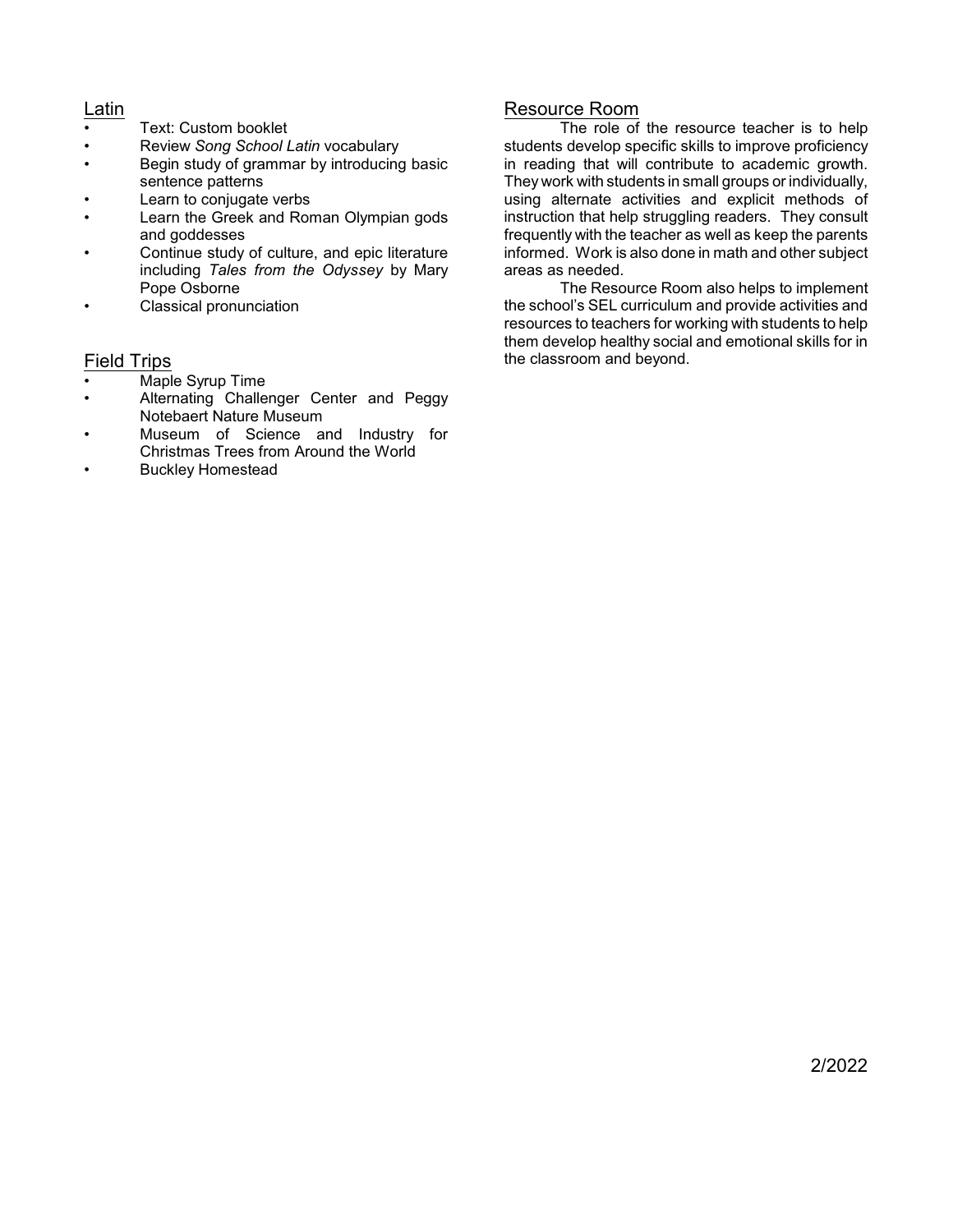## Latin

- Text: Custom booklet
- Review *Song School Latin* vocabulary
- Begin study of grammar by introducing basic sentence patterns
- Learn to conjugate verbs
- Learn the Greek and Roman Olympian gods and goddesses
- Continue study of culture, and epic literature including *Tales from the Odyssey* by Mary Pope Osborne
- Classical pronunciation

## Field Trips

- Maple Syrup Time
- Alternating Challenger Center and Peggy Notebaert Nature Museum
- Museum of Science and Industry for Christmas Trees from Around the World
- Buckley Homestead

## Resource Room

The role of the resource teacher is to help students develop specific skills to improve proficiency in reading that will contribute to academic growth. They work with students in small groups or individually, using alternate activities and explicit methods of instruction that help struggling readers. They consult frequently with the teacher as well as keep the parents informed. Work is also done in math and other subject areas as needed.

The Resource Room also helps to implement the school's SEL curriculum and provide activities and resources to teachers for working with students to help them develop healthy social and emotional skills for in the classroom and beyond.

2/2022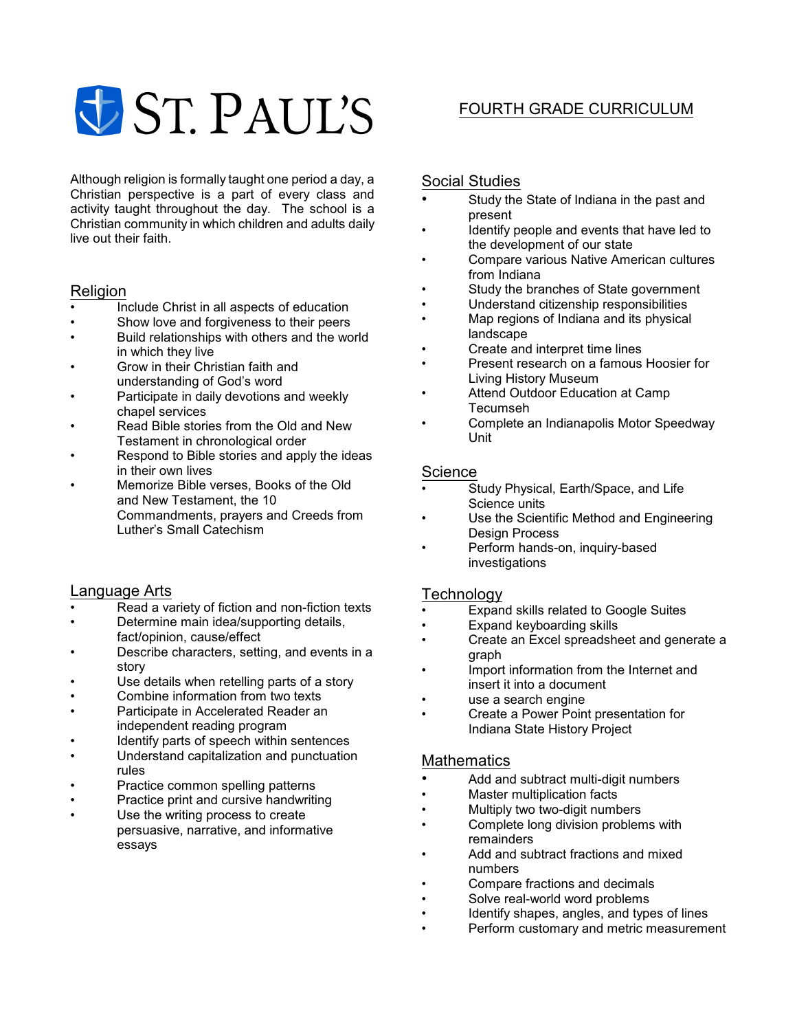# ST. PAUL'S

## FOURTH GRADE CURRICULUM

Although religion is formally taught one period a day, a Christian perspective is a part of every class and activity taught throughout the day. The school is a Christian community in which children and adults daily live out their faith.

### Religion

- Include Christ in all aspects of education
- Show love and forgiveness to their peers
- Build relationships with others and the world in which they live
- Grow in their Christian faith and understanding of God's word
- Participate in daily devotions and weekly chapel services
- Read Bible stories from the Old and New Testament in chronological order
- Respond to Bible stories and apply the ideas in their own lives
- Memorize Bible verses, Books of the Old and New Testament, the 10 Commandments, prayers and Creeds from Luther's Small Catechism

### Language Arts

- Read a variety of fiction and non-fiction texts
- Determine main idea/supporting details, fact/opinion, cause/effect
- Describe characters, setting, and events in a story
- Use details when retelling parts of a story
- Combine information from two texts
- Participate in Accelerated Reader an independent reading program
- Identify parts of speech within sentences
- Understand capitalization and punctuation rules
- Practice common spelling patterns
- Practice print and cursive handwriting
- Use the writing process to create persuasive, narrative, and informative essays

### Social Studies

- Study the State of Indiana in the past and present
- Identify people and events that have led to the development of our state
- Compare various Native American cultures from Indiana
- Study the branches of State government
- Understand citizenship responsibilities
- Map regions of Indiana and its physical landscape
- Create and interpret time lines
- Present research on a famous Hoosier for Living History Museum
- Attend Outdoor Education at Camp Tecumseh
- Complete an Indianapolis Motor Speedway Unit

### Science

- Study Physical, Earth/Space, and Life Science units
- Use the Scientific Method and Engineering Design Process
- Perform hands-on, inquiry-based investigations

### Technology

- Expand skills related to Google Suites
- Expand keyboarding skills
- Create an Excel spreadsheet and generate a graph
- Import information from the Internet and insert it into a document
- use a search engine
- Create a Power Point presentation for Indiana State History Project

### Mathematics

- Add and subtract multi-digit numbers
- Master multiplication facts
- Multiply two two-digit numbers
- Complete long division problems with remainders
- Add and subtract fractions and mixed numbers
- Compare fractions and decimals
- Solve real-world word problems
- Identify shapes, angles, and types of lines
- Perform customary and metric measurement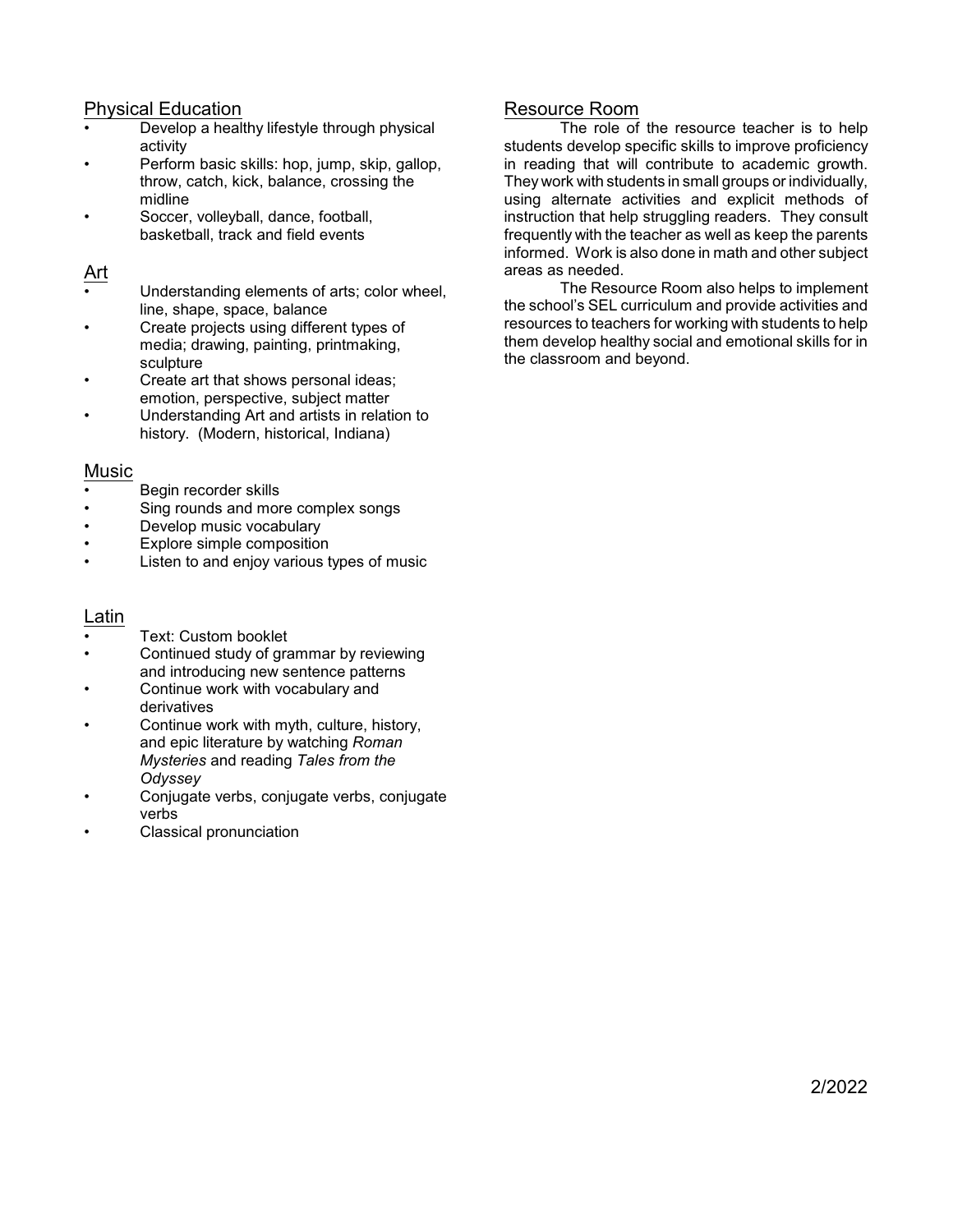## Physical Education

- Develop a healthy lifestyle through physical activity
- Perform basic skills: hop, jump, skip, gallop, throw, catch, kick, balance, crossing the midline
- Soccer, volleyball, dance, football, basketball, track and field events

## Art

- Understanding elements of arts; color wheel, line, shape, space, balance
- Create projects using different types of media; drawing, painting, printmaking, sculpture
- Create art that shows personal ideas; emotion, perspective, subject matter
- Understanding Art and artists in relation to history. (Modern, historical, Indiana)

## Music

- Begin recorder skills
- Sing rounds and more complex songs
- Develop music vocabulary
- Explore simple composition
- Listen to and enjoy various types of music

## Latin

- Text: Custom booklet
- Continued study of grammar by reviewing and introducing new sentence patterns
- Continue work with vocabulary and derivatives
- Continue work with myth, culture, history, and epic literature by watching *Roman Mysteries* and reading *Tales from the Odyssey*
- Conjugate verbs, conjugate verbs, conjugate verbs
- Classical pronunciation

## Resource Room

The role of the resource teacher is to help students develop specific skills to improve proficiency in reading that will contribute to academic growth. They work with students in small groups or individually, using alternate activities and explicit methods of instruction that help struggling readers. They consult frequently with the teacher as well as keep the parents informed. Work is also done in math and other subject areas as needed.

The Resource Room also helps to implement the school's SEL curriculum and provide activities and resources to teachers for working with students to help them develop healthy social and emotional skills for in the classroom and beyond.

2/2022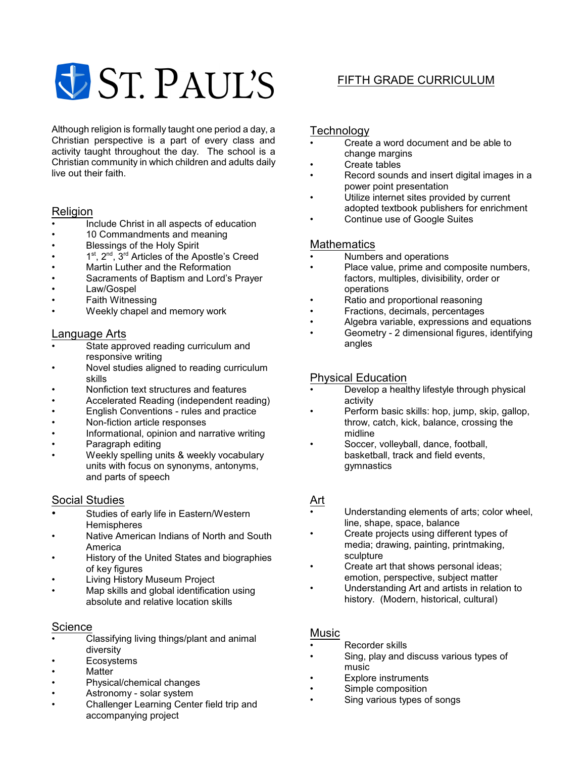# ST. PAUL'S

## FIFTH GRADE CURRICULUM

Although religion is formally taught one period a day, a Christian perspective is a part of every class and activity taught throughout the day. The school is a Christian community in which children and adults daily live out their faith.

## Religion

- Include Christ in all aspects of education
- 10 Commandments and meaning
- Blessings of the Holy Spirit
- 1st, 2nd, 3rd Articles of the Apostle's Creed
- Martin Luther and the Reformation
- Sacraments of Baptism and Lord's Prayer
- Law/Gospel
- Faith Witnessing
- Weekly chapel and memory work

## Language Arts

- State approved reading curriculum and responsive writing
- Novel studies aligned to reading curriculum skills
- Nonfiction text structures and features
- Accelerated Reading (independent reading)
- English Conventions - rules and practice
- Non-fiction article responses
- Informational, opinion and narrative writing
- Paragraph editing
- Weekly spelling units & weekly vocabulary units with focus on synonyms, antonyms, and parts of speech

## Social Studies

- Studies of early life in Eastern/Western Hemispheres
- Native American Indians of North and South America
- History of the United States and biographies of key figures
- Living History Museum Project
- Map skills and global identification using absolute and relative location skills

## Science

- Classifying living things/plant and animal diversity
- Ecosystems
- Matter
- Physical/chemical changes
- Astronomy - solar system
- Challenger Learning Center field trip and accompanying project

## Technology

- Create a word document and be able to change margins
- Create tables
- Record sounds and insert digital images in a power point presentation
- Utilize internet sites provided by current adopted textbook publishers for enrichment
- Continue use of Google Suites

## Mathematics

- Numbers and operations
- Place value, prime and composite numbers, factors, multiples, divisibility, order or operations
- Ratio and proportional reasoning
- Fractions, decimals, percentages
- Algebra variable, expressions and equations
- Geometry - 2 dimensional figures, identifying angles

## Physical Education

- Develop a healthy lifestyle through physical activity
- Perform basic skills: hop, jump, skip, gallop, throw, catch, kick, balance, crossing the midline
- Soccer, volleyball, dance, football, basketball, track and field events, gymnastics

## Art

- Understanding elements of arts; color wheel, line, shape, space, balance
- Create projects using different types of media; drawing, painting, printmaking, sculpture
- Create art that shows personal ideas; emotion, perspective, subject matter
- Understanding Art and artists in relation to history. (Modern, historical, cultural)

## Music

- Recorder skills
- Sing, play and discuss various types of music
- Explore instruments
- Simple composition
- Sing various types of songs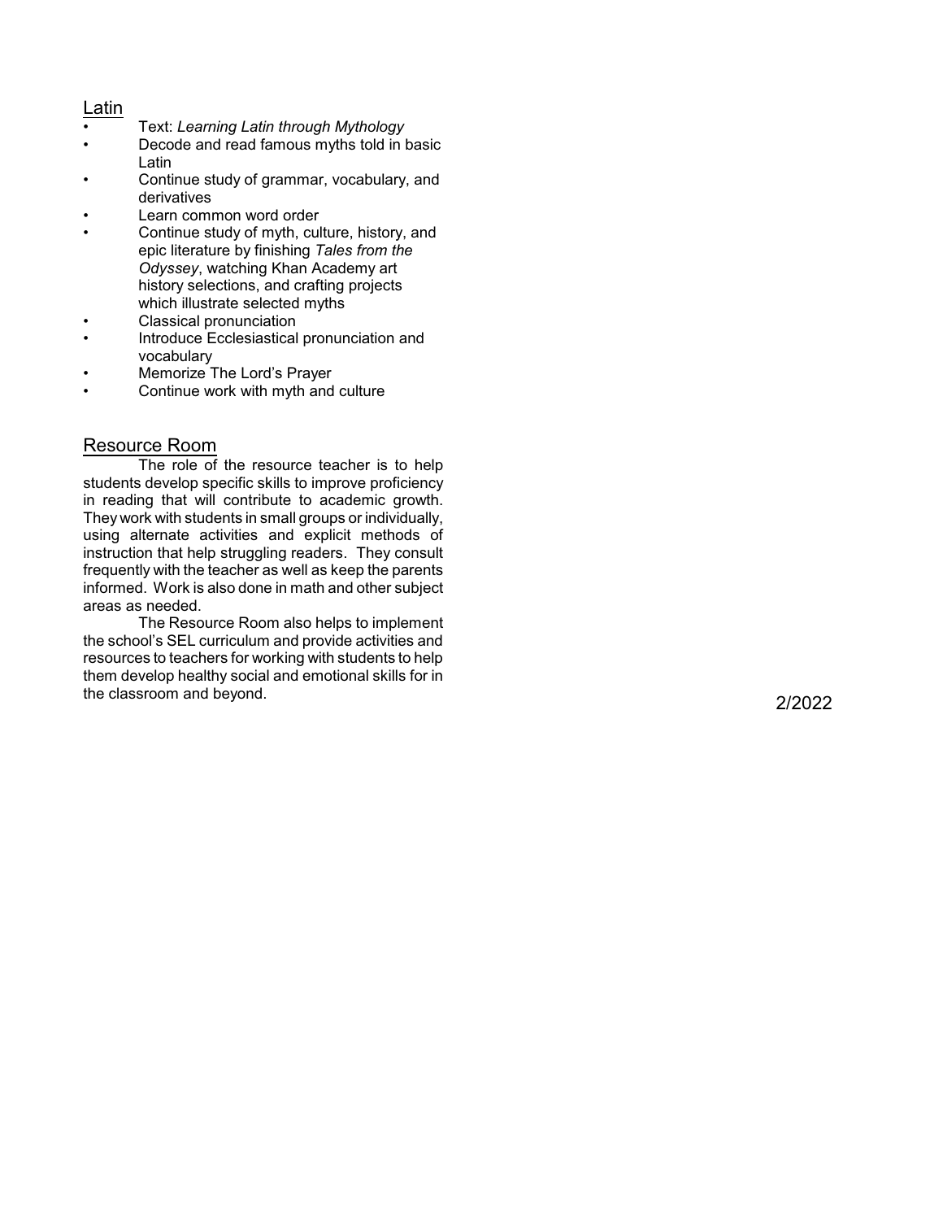## Latin

- Text: *Learning Latin through Mythology*
- Decode and read famous myths told in basic Latin
- Continue study of grammar, vocabulary, and derivatives
- Learn common word order
- Continue study of myth, culture, history, and epic literature by finishing *Tales from the Odyssey*, watching Khan Academy art history selections, and crafting projects which illustrate selected myths
- Classical pronunciation
- Introduce Ecclesiastical pronunciation and vocabulary
- Memorize The Lord's Prayer
- Continue work with myth and culture

## Resource Room

The role of the resource teacher is to help students develop specific skills to improve proficiency in reading that will contribute to academic growth. They work with students in small groups or individually, using alternate activities and explicit methods of instruction that help struggling readers. They consult frequently with the teacher as well as keep the parents informed. Work is also done in math and other subject areas as needed.

The Resource Room also helps to implement the school's SEL curriculum and provide activities and resources to teachers for working with students to help them develop healthy social and emotional skills for in the classroom and beyond.

2/2022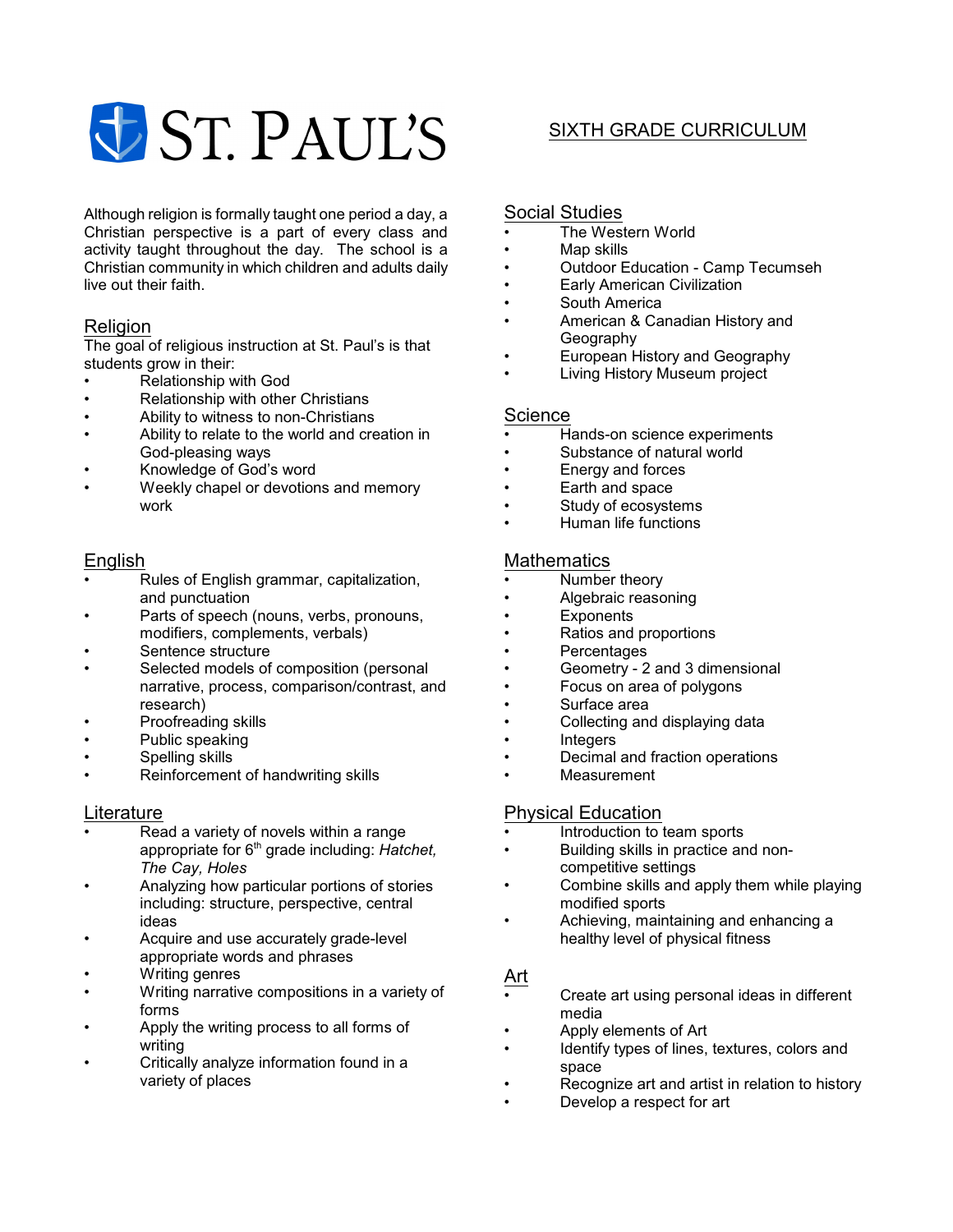# ST. PAUL'S

## SIXTH GRADE CURRICULUM

Although religion is formally taught one period a day, a Christian perspective is a part of every class and activity taught throughout the day. The school is a Christian community in which children and adults daily live out their faith.

### Religion

The goal of religious instruction at St. Paul's is that students grow in their:

- Relationship with God
- Relationship with other Christians
- Ability to witness to non-Christians
- Ability to relate to the world and creation in God-pleasing ways
- Knowledge of God's word
- Weekly chapel or devotions and memory work

### English

- Rules of English grammar, capitalization, and punctuation
- Parts of speech (nouns, verbs, pronouns, modifiers, complements, verbals)
- Sentence structure
- Selected models of composition (personal narrative, process, comparison/contrast, and research)
- Proofreading skills
- Public speaking
- Spelling skills
- Reinforcement of handwriting skills

### Literature

- Read a variety of novels within a range appropriate for 6th grade including: *Hatchet, The Cay, Holes*
- Analyzing how particular portions of stories including: structure, perspective, central ideas
- Acquire and use accurately grade-level appropriate words and phrases
- Writing genres
- Writing narrative compositions in a variety of forms
- Apply the writing process to all forms of writing
- Critically analyze information found in a variety of places

### Social Studies

- The Western World
- Map skills
- Outdoor Education - Camp Tecumseh
- Early American Civilization
- South America
- American & Canadian History and Geography
- European History and Geography
- Living History Museum project

### Science

- Hands-on science experiments
- Substance of natural world
- Energy and forces
- Earth and space
- Study of ecosystems
- Human life functions

### Mathematics

- Number theory
- Algebraic reasoning
- Exponents
- Ratios and proportions
- Percentages
- Geometry - 2 and 3 dimensional
- Focus on area of polygons
- Surface area
- Collecting and displaying data
- Integers
- Decimal and fraction operations
- Measurement

### Physical Education

- Introduction to team sports
- Building skills in practice and non-competitive settings
- Combine skills and apply them while playing modified sports
- Achieving, maintaining and enhancing a healthy level of physical fitness

### Art

- Create art using personal ideas in different media
- Apply elements of Art
- Identify types of lines, textures, colors and space
- Recognize art and artist in relation to history
- Develop a respect for art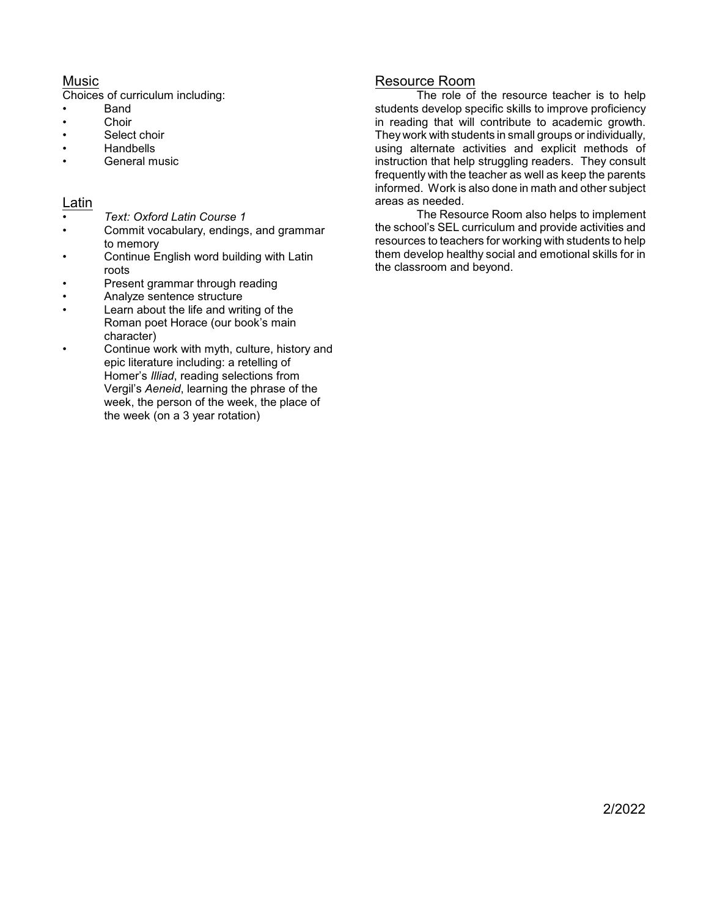## Music

Choices of curriculum including:

- Band
- Choir
- Select choir
- Handbells
- General music

## Latin

- *Text: Oxford Latin Course 1*
- Commit vocabulary, endings, and grammar to memory
- Continue English word building with Latin roots
- Present grammar through reading
- Analyze sentence structure
- Learn about the life and writing of the Roman poet Horace (our book's main character)
- Continue work with myth, culture, history and epic literature including: a retelling of Homer's *Illiad*, reading selections from Vergil's *Aeneid*, learning the phrase of the week, the person of the week, the place of the week (on a 3 year rotation)

## Resource Room

The role of the resource teacher is to help students develop specific skills to improve proficiency in reading that will contribute to academic growth. They work with students in small groups or individually, using alternate activities and explicit methods of instruction that help struggling readers. They consult frequently with the teacher as well as keep the parents informed. Work is also done in math and other subject areas as needed.

The Resource Room also helps to implement the school's SEL curriculum and provide activities and resources to teachers for working with students to help them develop healthy social and emotional skills for in the classroom and beyond.

2/2022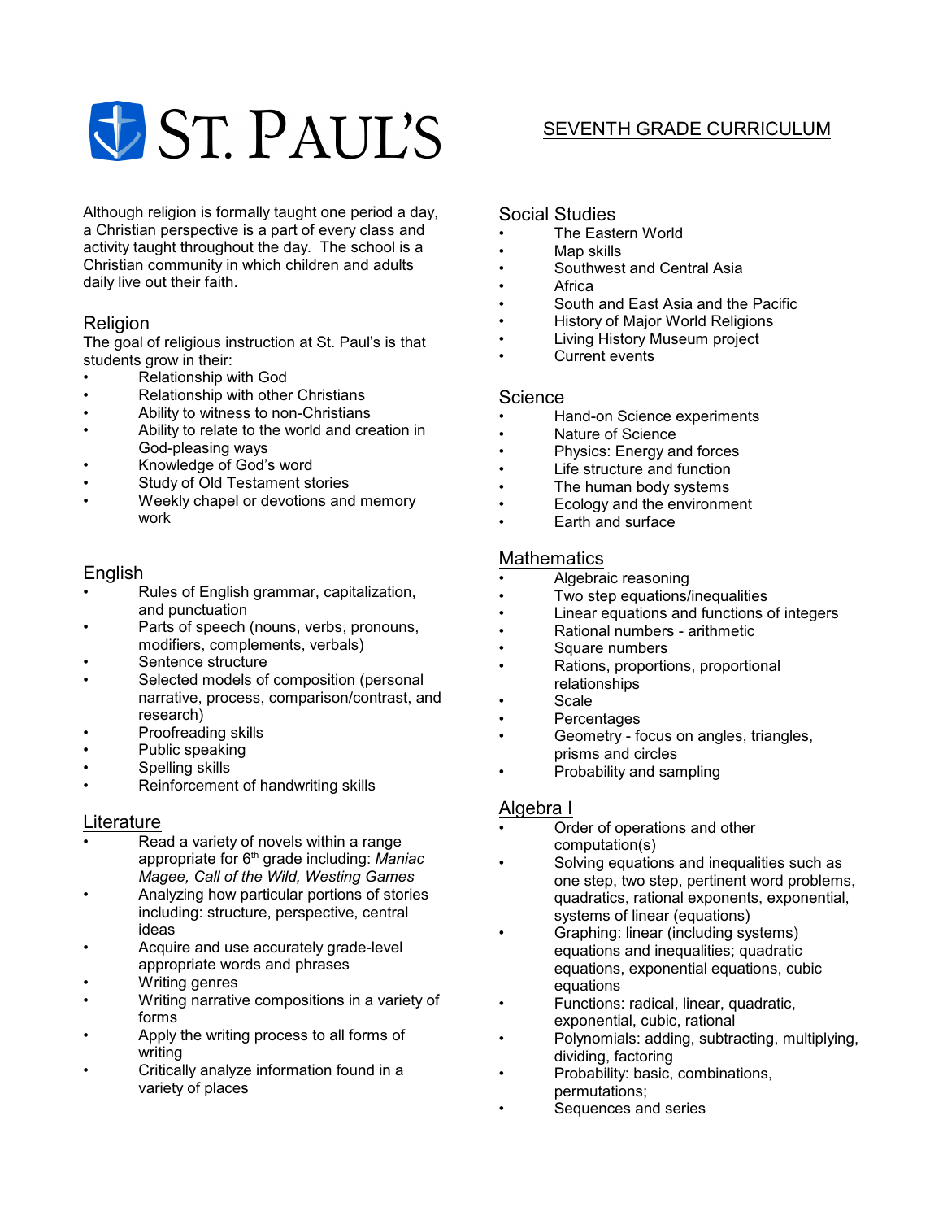# ST. PAUL'S

## SEVENTH GRADE CURRICULUM

Although religion is formally taught one period a day, a Christian perspective is a part of every class and activity taught throughout the day. The school is a Christian community in which children and adults daily live out their faith.

### Religion

The goal of religious instruction at St. Paul's is that students grow in their:

- Relationship with God
- Relationship with other Christians
- Ability to witness to non-Christians
- Ability to relate to the world and creation in God-pleasing ways
- Knowledge of God's word
- Study of Old Testament stories
- Weekly chapel or devotions and memory work

### English

- Rules of English grammar, capitalization, and punctuation
- Parts of speech (nouns, verbs, pronouns, modifiers, complements, verbals)
- Sentence structure
- Selected models of composition (personal narrative, process, comparison/contrast, and research)
- Proofreading skills
- Public speaking
- Spelling skills
- Reinforcement of handwriting skills

### Literature

- Read a variety of novels within a range appropriate for 6th grade including: *Maniac Magee, Call of the Wild, Westing Games*
- Analyzing how particular portions of stories including: structure, perspective, central ideas
- Acquire and use accurately grade-level appropriate words and phrases
- Writing genres
- Writing narrative compositions in a variety of forms
- Apply the writing process to all forms of writing
- Critically analyze information found in a variety of places

### Social Studies

- The Eastern World
- Map skills
- Southwest and Central Asia
- Africa
- South and East Asia and the Pacific
- History of Major World Religions
- Living History Museum project
- Current events

### Science

- Hand-on Science experiments
- Nature of Science
- Physics: Energy and forces
- Life structure and function
- The human body systems
- Ecology and the environment
- Earth and surface

### Mathematics

- Algebraic reasoning
- Two step equations/inequalities
- Linear equations and functions of integers
- Rational numbers - arithmetic
- Square numbers
- Rations, proportions, proportional relationships
- Scale
- Percentages
- Geometry - focus on angles, triangles, prisms and circles
- Probability and sampling

### Algebra I

- Order of operations and other computation(s)
- Solving equations and inequalities such as one step, two step, pertinent word problems, quadratics, rational exponents, exponential, systems of linear (equations)
- Graphing: linear (including systems) equations and inequalities; quadratic equations, exponential equations, cubic equations
- Functions: radical, linear, quadratic, exponential, cubic, rational
- Polynomials: adding, subtracting, multiplying, dividing, factoring
- Probability: basic, combinations, permutations;
- Sequences and series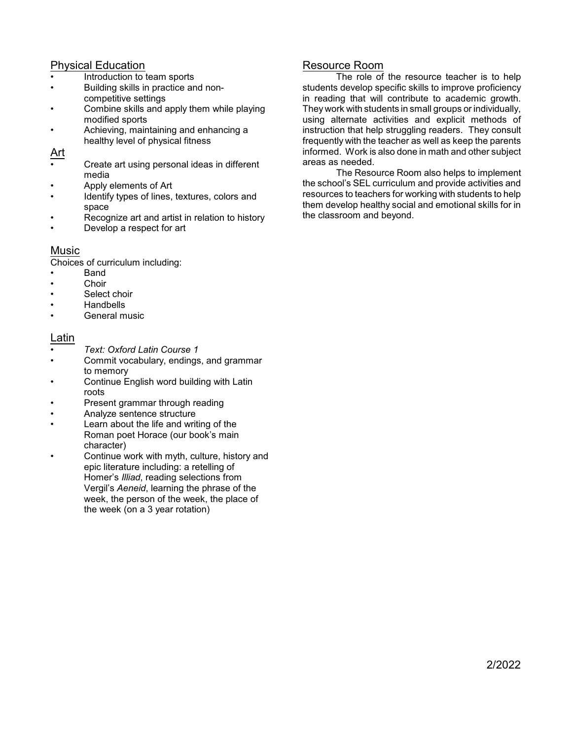## Physical Education

- Introduction to team sports
- Building skills in practice and non-competitive settings
- Combine skills and apply them while playing modified sports
- Achieving, maintaining and enhancing a healthy level of physical fitness

## Art

- Create art using personal ideas in different media
- Apply elements of Art
- Identify types of lines, textures, colors and space
- Recognize art and artist in relation to history
- Develop a respect for art

## Music

Choices of curriculum including:

- Band
- Choir
- Select choir
- Handbells
- General music

## Latin

- *Text: Oxford Latin Course 1*
- Commit vocabulary, endings, and grammar to memory
- Continue English word building with Latin roots
- Present grammar through reading
- Analyze sentence structure
- Learn about the life and writing of the Roman poet Horace (our book's main character)
- Continue work with myth, culture, history and epic literature including: a retelling of Homer's *Illiad*, reading selections from Vergil's *Aeneid*, learning the phrase of the week, the person of the week, the place of the week (on a 3 year rotation)

## Resource Room

The role of the resource teacher is to help students develop specific skills to improve proficiency in reading that will contribute to academic growth. They work with students in small groups or individually, using alternate activities and explicit methods of instruction that help struggling readers. They consult frequently with the teacher as well as keep the parents informed. Work is also done in math and other subject areas as needed.

The Resource Room also helps to implement the school's SEL curriculum and provide activities and resources to teachers for working with students to help them develop healthy social and emotional skills for in the classroom and beyond.

2/2022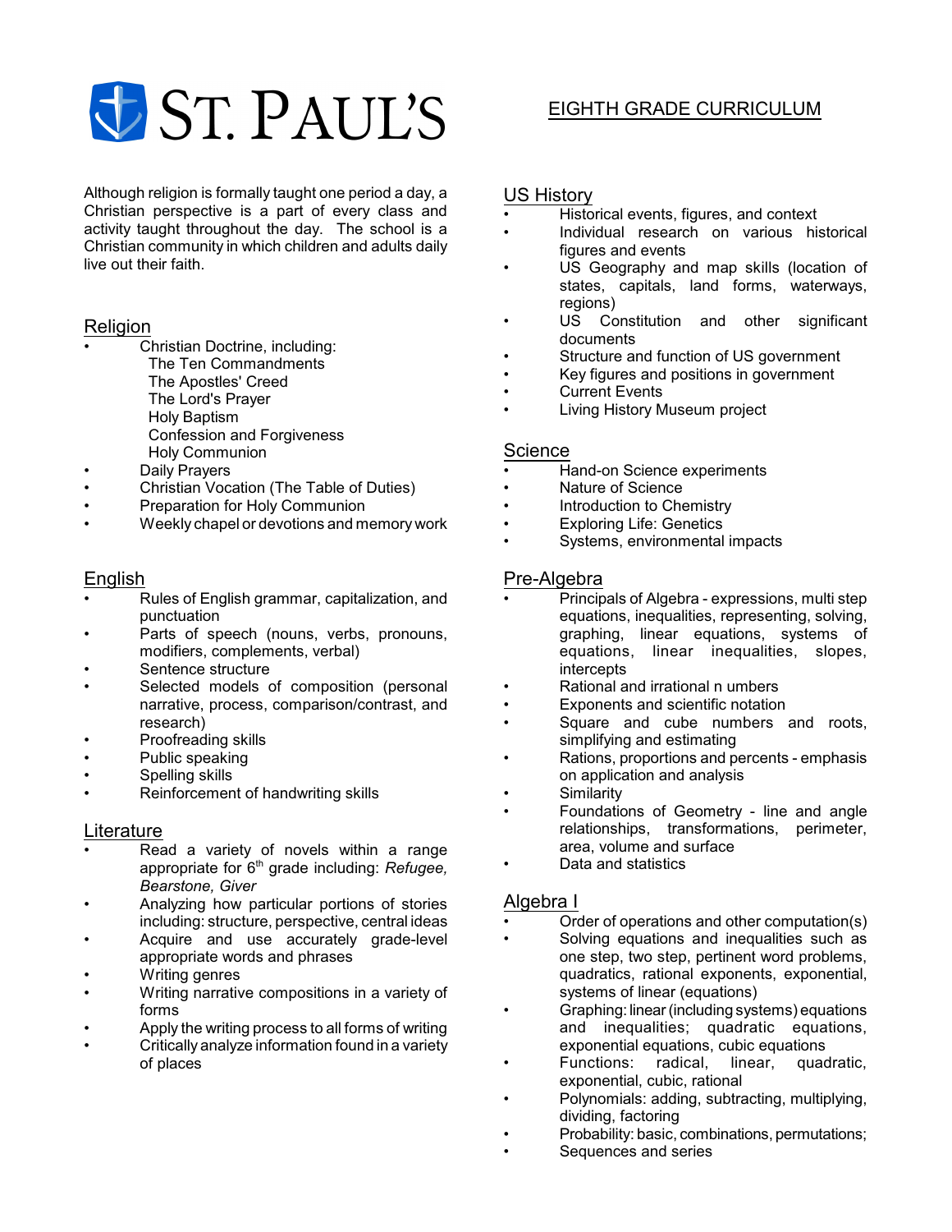# ST. PAUL'S

## EIGHTH GRADE CURRICULUM

Although religion is formally taught one period a day, a Christian perspective is a part of every class and activity taught throughout the day. The school is a Christian community in which children and adults daily live out their faith.

## Religion

- Christian Doctrine, including:
  - The Ten Commandments
  - The Apostles' Creed
  - The Lord's Prayer
  - Holy Baptism
  - Confession and Forgiveness
  - Holy Communion
- Daily Prayers
- Christian Vocation (The Table of Duties)
- Preparation for Holy Communion
- Weekly chapel or devotions and memory work

## English

- Rules of English grammar, capitalization, and punctuation
- Parts of speech (nouns, verbs, pronouns, modifiers, complements, verbal)
- Sentence structure
- Selected models of composition (personal narrative, process, comparison/contrast, and research)
- Proofreading skills
- Public speaking
- Spelling skills
- Reinforcement of handwriting skills

## Literature

- Read a variety of novels within a range appropriate for 6th grade including: *Refugee, Bearstone, Giver*
- Analyzing how particular portions of stories including: structure, perspective, central ideas
- Acquire and use accurately grade-level appropriate words and phrases
- Writing genres
- Writing narrative compositions in a variety of forms
- Apply the writing process to all forms of writing
- Critically analyze information found in a variety of places

## US History

- Historical events, figures, and context
- Individual research on various historical figures and events
- US Geography and map skills (location of states, capitals, land forms, waterways, regions)
- US Constitution and other significant documents
- Structure and function of US government
- Key figures and positions in government
- Current Events
- Living History Museum project

## Science

- Hand-on Science experiments
- Nature of Science
- Introduction to Chemistry
- Exploring Life: Genetics
- Systems, environmental impacts

## Pre-Algebra

- Principals of Algebra - expressions, multi step equations, inequalities, representing, solving, graphing, linear equations, systems of equations, linear inequalities, slopes, intercepts
- Rational and irrational n umbers
- Exponents and scientific notation
- Square and cube numbers and roots, simplifying and estimating
- Rations, proportions and percents - emphasis on application and analysis
- Similarity
- Foundations of Geometry - line and angle relationships, transformations, perimeter, area, volume and surface
- Data and statistics

## Algebra I

- Order of operations and other computation(s)
- Solving equations and inequalities such as one step, two step, pertinent word problems, quadratics, rational exponents, exponential, systems of linear (equations)
- Graphing: linear (including systems) equations and inequalities; quadratic equations, exponential equations, cubic equations
- Functions: radical, linear, quadratic, exponential, cubic, rational
- Polynomials: adding, subtracting, multiplying, dividing, factoring
- Probability: basic, combinations, permutations;
- Sequences and series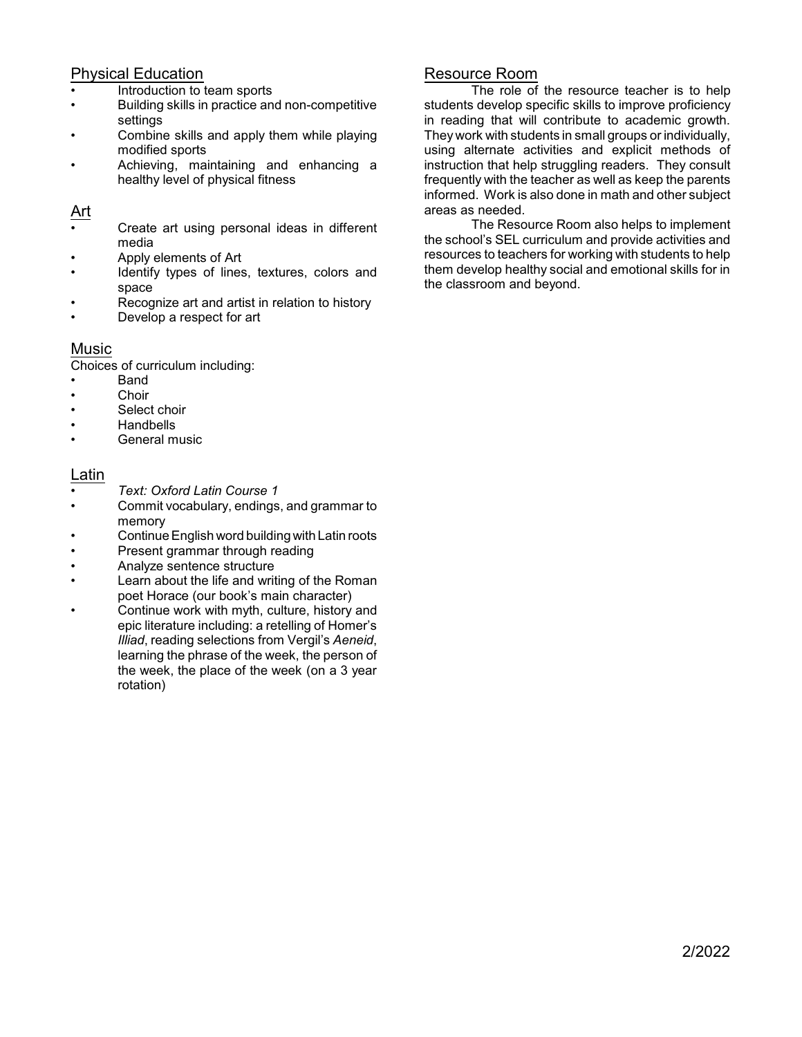## Physical Education

- Introduction to team sports
- Building skills in practice and non-competitive settings
- Combine skills and apply them while playing modified sports
- Achieving, maintaining and enhancing a healthy level of physical fitness

## Art

- Create art using personal ideas in different media
- Apply elements of Art
- Identify types of lines, textures, colors and space
- Recognize art and artist in relation to history
- Develop a respect for art

## Music

Choices of curriculum including:

- Band
- Choir
- Select choir
- Handbells
- General music

## Latin

- *Text: Oxford Latin Course 1*
- Commit vocabulary, endings, and grammar to memory
- Continue English word building with Latin roots
- Present grammar through reading
- Analyze sentence structure
- Learn about the life and writing of the Roman poet Horace (our book's main character)
- Continue work with myth, culture, history and epic literature including: a retelling of Homer's *Illiad*, reading selections from Vergil's *Aeneid*, learning the phrase of the week, the person of the week, the place of the week (on a 3 year rotation)

## Resource Room

The role of the resource teacher is to help students develop specific skills to improve proficiency in reading that will contribute to academic growth. They work with students in small groups or individually, using alternate activities and explicit methods of instruction that help struggling readers. They consult frequently with the teacher as well as keep the parents informed. Work is also done in math and other subject areas as needed.

The Resource Room also helps to implement the school's SEL curriculum and provide activities and resources to teachers for working with students to help them develop healthy social and emotional skills for in the classroom and beyond.

2/2022